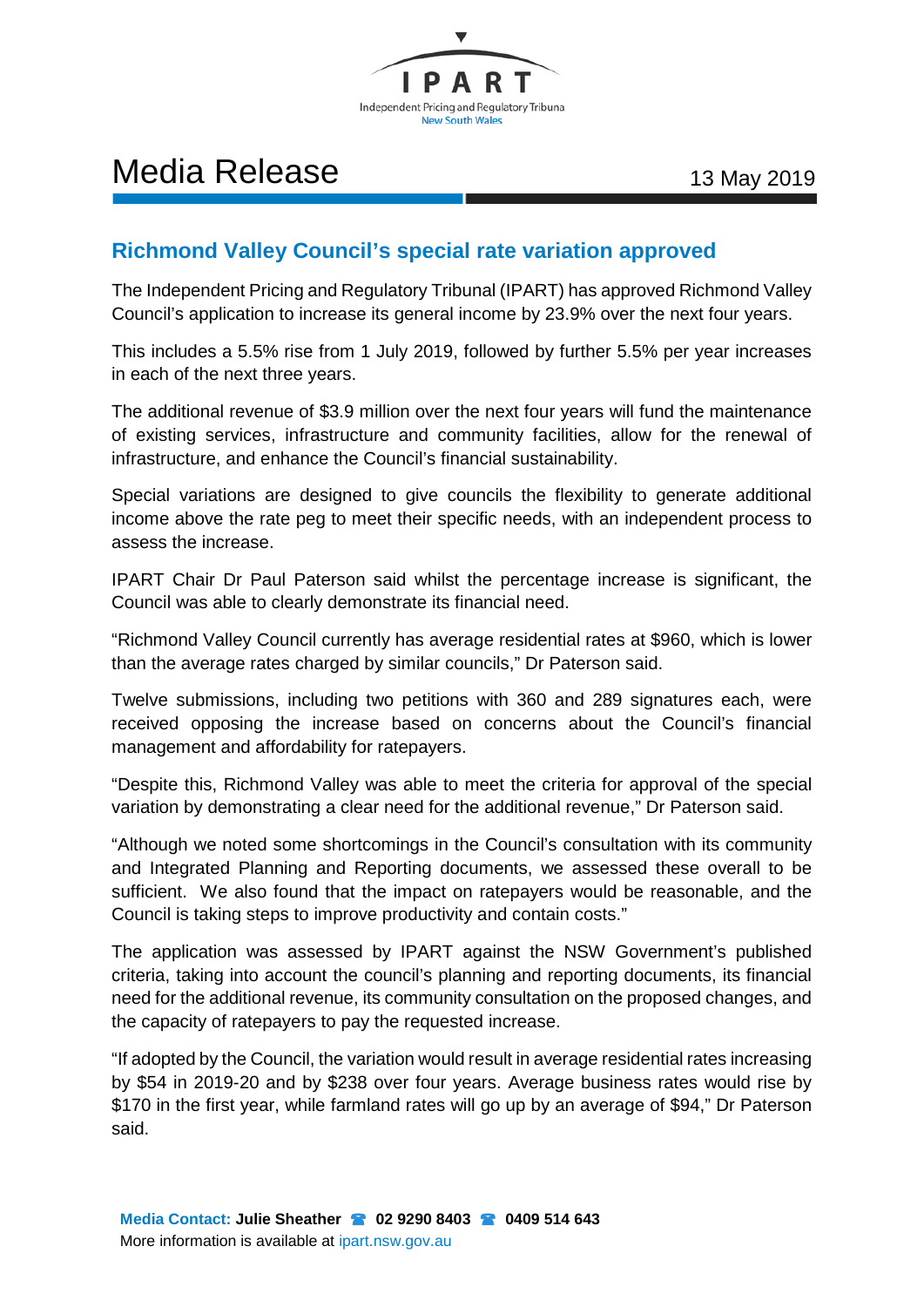IPART

Independent Pricing and Regulatory Tribunal

New South Wales

# Media Release

13 May 2019

## Richmond Valley Council's special rate variation approved

The Independent Pricing and Regulatory Tribunal (IPART) has approved Richmond Valley Council's application to increase its general income by 23.9% over the next four years.

This includes a 5.5% rise from 1 July 2019, followed by further 5.5% per year increases in each of the next three years.

The additional revenue of $3.9 million over the next four years will fund the maintenance of existing services, infrastructure and community facilities, allow for the renewal of infrastructure, and enhance the Council's financial sustainability.

Special variations are designed to give councils the flexibility to generate additional income above the rate peg to meet their specific needs, with an independent process to assess the increase.

IPART Chair Dr Paul Paterson said whilst the percentage increase is significant, the Council was able to clearly demonstrate its financial need.

"Richmond Valley Council currently has average residential rates at $960, which is lower than the average rates charged by similar councils," Dr Paterson said.

Twelve submissions, including two petitions with 360 and 289 signatures each, were received opposing the increase based on concerns about the Council's financial management and affordability for ratepayers.

"Despite this, Richmond Valley was able to meet the criteria for approval of the special variation by demonstrating a clear need for the additional revenue," Dr Paterson said.

"Although we noted some shortcomings in the Council's consultation with its community and Integrated Planning and Reporting documents, we assessed these overall to be sufficient. We also found that the impact on ratepayers would be reasonable, and the Council is taking steps to improve productivity and contain costs."

The application was assessed by IPART against the NSW Government's published criteria, taking into account the council's planning and reporting documents, its financial need for the additional revenue, its community consultation on the proposed changes, and the capacity of ratepayers to pay the requested increase.

"If adopted by the Council, the variation would result in average residential rates increasing by $54 in 2019-20 and by $238 over four years. Average business rates would rise by $170 in the first year, while farmland rates will go up by an average of $94," Dr Paterson said.

**Media Contact:** **Julie Sheather** ☎ **02 9290 8403** ☎ **0409 514 643**

More information is available at ipart.nsw.gov.au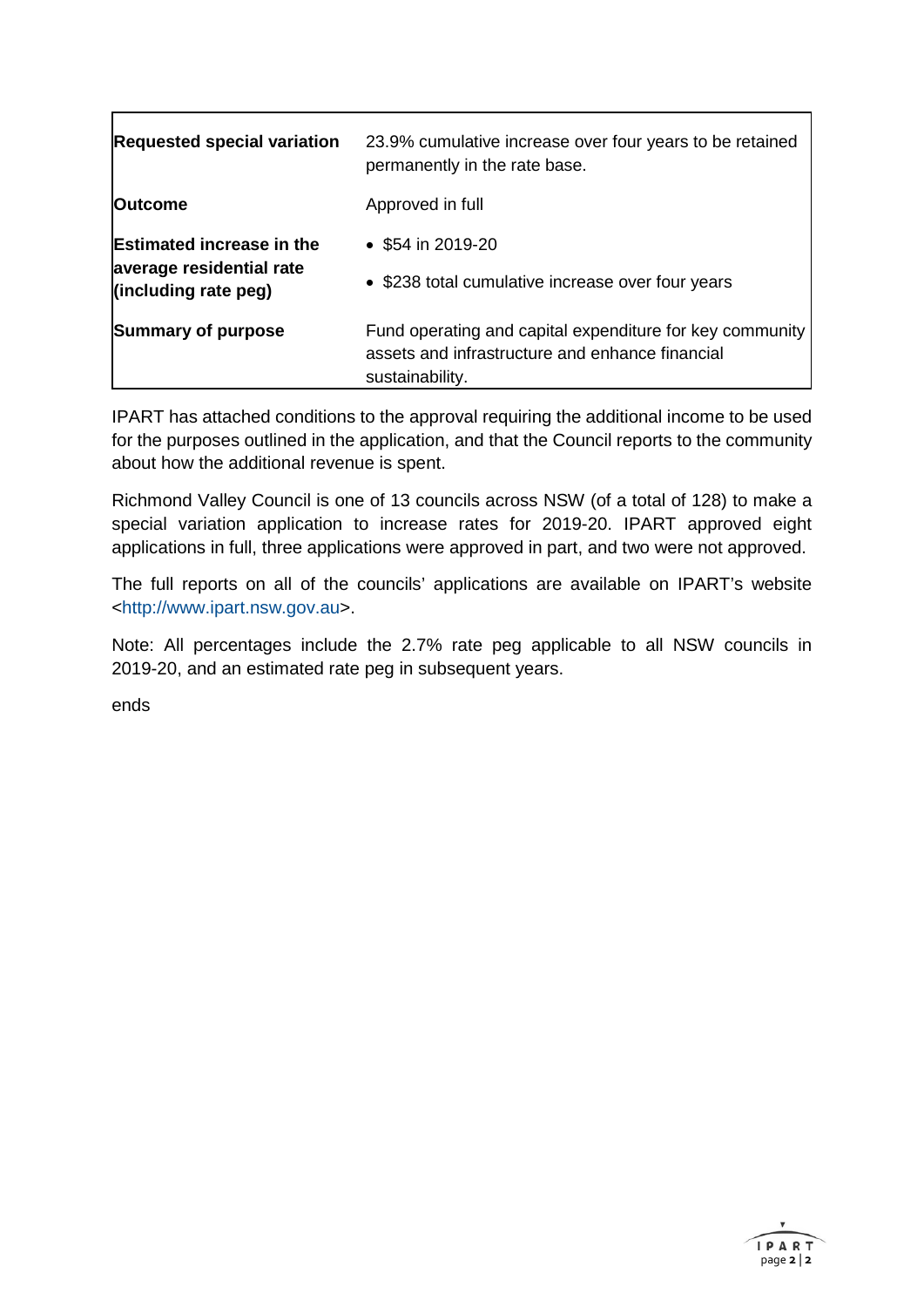| | |
|---|---|
| **Requested special variation** | 23.9% cumulative increase over four years to be retained permanently in the rate base. |
| **Outcome** | Approved in full |
| **Estimated increase in the average residential rate (including rate peg)** | • $54 in 2019-20<br>• $238 total cumulative increase over four years |
| **Summary of purpose** | Fund operating and capital expenditure for key community assets and infrastructure and enhance financial sustainability. |

IPART has attached conditions to the approval requiring the additional income to be used for the purposes outlined in the application, and that the Council reports to the community about how the additional revenue is spent.

Richmond Valley Council is one of 13 councils across NSW (of a total of 128) to make a special variation application to increase rates for 2019-20. IPART approved eight applications in full, three applications were approved in part, and two were not approved.

The full reports on all of the councils' applications are available on IPART's website <http://www.ipart.nsw.gov.au>.

Note: All percentages include the 2.7% rate peg applicable to all NSW councils in 2019-20, and an estimated rate peg in subsequent years.

ends